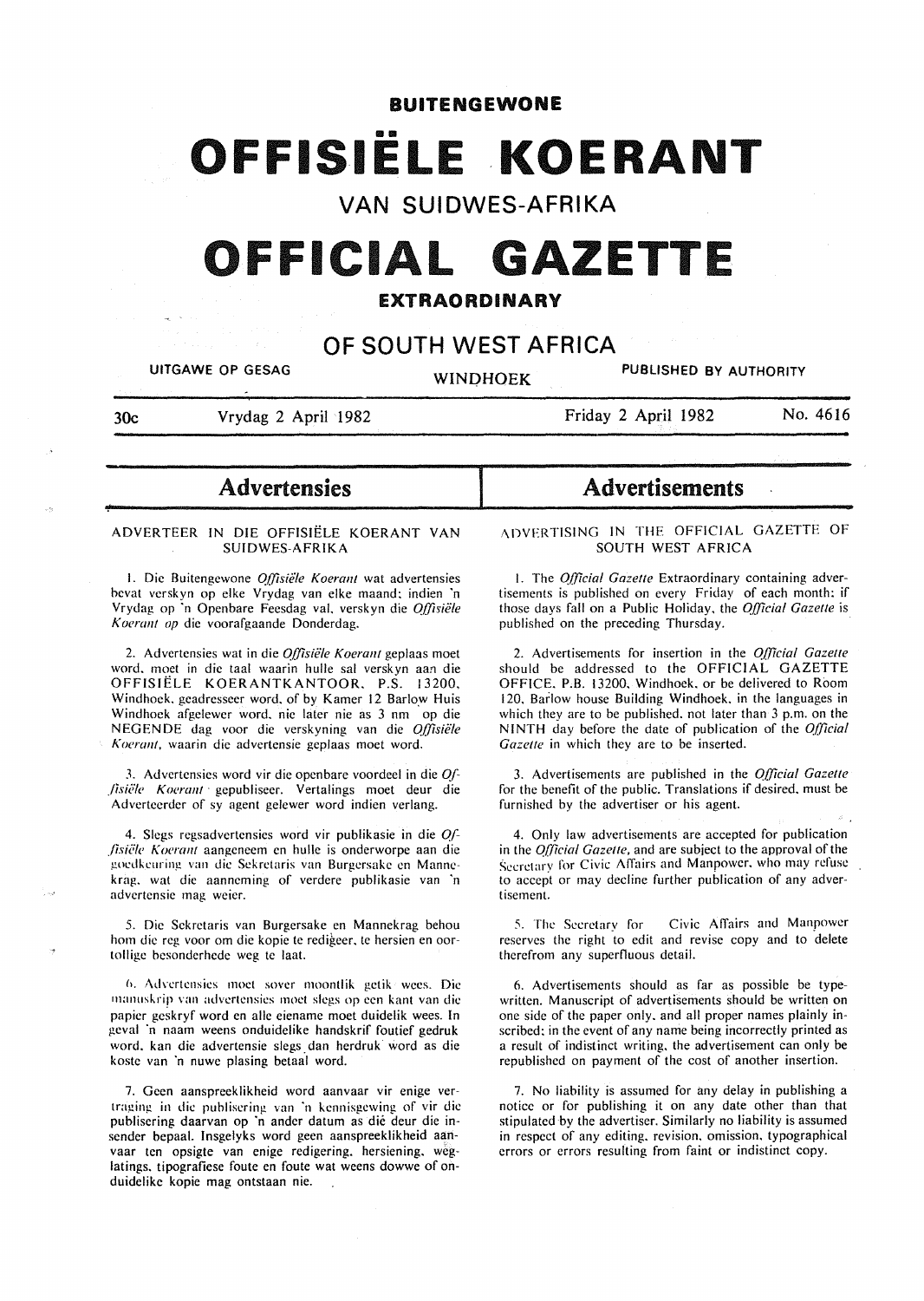# BUITENGEWONE

# OFFISIËLE KOERANT

## VAN SUIDWES-AFRIKA

# OFFICIAL GAZETTE

## EXTRAORDINARY

## OF SOUTH WEST AFRICA

UITGAWE OP GESAG — WINDHOEK — PUBLISHED BY AUTHORITY

30c — Vrydag 2 April 1982 — Friday 2 April 1982 — No. 4616

## Advertensies

ADVERTEER IN DIE OFFISIËLE KOERANT VAN SUIDWES-AFRIKA

1. Die Buitengewone *Offisiële Koerant* wat advertensies bevat verskyn op elke Vrydag van elke maand; indien 'n Vrydag op 'n Openbare Feesdag val, verskyn die *Offisiële Koerant op* die voorafgaande Donderdag.

2. Advertensies wat in die *Offisiële Koerant* geplaas moet word, moet in die taal waarin hulle sal verskyn aan die OFFISIËLE KOERANTKANTOOR, P.S. 13200, Windhoek, geadresseer word, of by Kamer 12 Barlow Huis Windhoek afgelewer word, nie later nie as 3 nm op die NEGENDE dag voor die verskyning van die *Offisiële Koerant*, waarin die advertensie geplaas moet word.

3. Advertensies word vir die openbare voordeel in die *Offisiële Koerant* gepubliseer. Vertalings moet deur die Adverteerder of sy agent gelewer word indien verlang.

4. Slegs regsadvertensies word vir publikasie in die *Offisiële Koerant* aangeneem en hulle is onderworpe aan die goedkeuring van die Sekretaris van Burgersake en Mannekrag, wat die aanneming of verdere publikasie van 'n advertensie mag weier.

5. Die Sekretaris van Burgersake en Mannekrag behou hom die reg voor om die kopie te redigeer, te hersien en oortollige besonderhede weg te laat.

6. Advertensies moet sover moontlik getik wees. Die manuskrip van advertensies moet slegs op een kant van die papier geskryf word en alle eiename moet duidelik wees. In geval 'n naam weens onduidelike handskrif foutief gedruk word, kan die advertensie slegs dan herdruk word as die koste van 'n nuwe plasing betaal word.

7. Geen aanspreeklikheid word aanvaar vir enige vertraging in die publisering van 'n kennisgewing of vir die publisering daarvan op 'n ander datum as dié deur die insender bepaal. Insgelyks word geen aanspreeklikheid aanvaar ten opsigte van enige redigering, hersiening, weglatings, tipografiese foute en foute wat weens dowwe of onduidelike kopie mag ontstaan nie.

## Advertisements

ADVERTISING IN THE OFFICIAL GAZETTE OF SOUTH WEST AFRICA

1. The *Official Gazette* Extraordinary containing advertisements is published on every Friday of each month; if those days fall on a Public Holiday, the *Official Gazette* is published on the preceding Thursday.

2. Advertisements for insertion in the *Official Gazette* should be addressed to the OFFICIAL GAZETTE OFFICE, P.B. 13200, Windhoek, or be delivered to Room 120, Barlow house Building Windhoek, in the languages in which they are to be published, not later than 3 p.m. on the NINTH day before the date of publication of the *Official Gazette* in which they are to be inserted.

3. Advertisements are published in the *Official Gazette* for the benefit of the public. Translations if desired, must be furnished by the advertiser or his agent.

4. Only law advertisements are accepted for publication in the *Official Gazette*, and are subject to the approval of the Secretary for Civic Affairs and Manpower, who may refuse to accept or may decline further publication of any advertisement.

5. The Secretary for Civic Affairs and Manpower reserves the right to edit and revise copy and to delete therefrom any superfluous detail.

6. Advertisements should as far as possible be typewritten. Manuscript of advertisements should be written on one side of the paper only, and all proper names plainly inscribed; in the event of any name being incorrectly printed as a result of indistinct writing, the advertisement can only be republished on payment of the cost of another insertion.

7. No liability is assumed for any delay in publishing a notice or for publishing it on any date other than that stipulated by the advertiser. Similarly no liability is assumed in respect of any editing, revision, omission, typographical errors or errors resulting from faint or indistinct copy.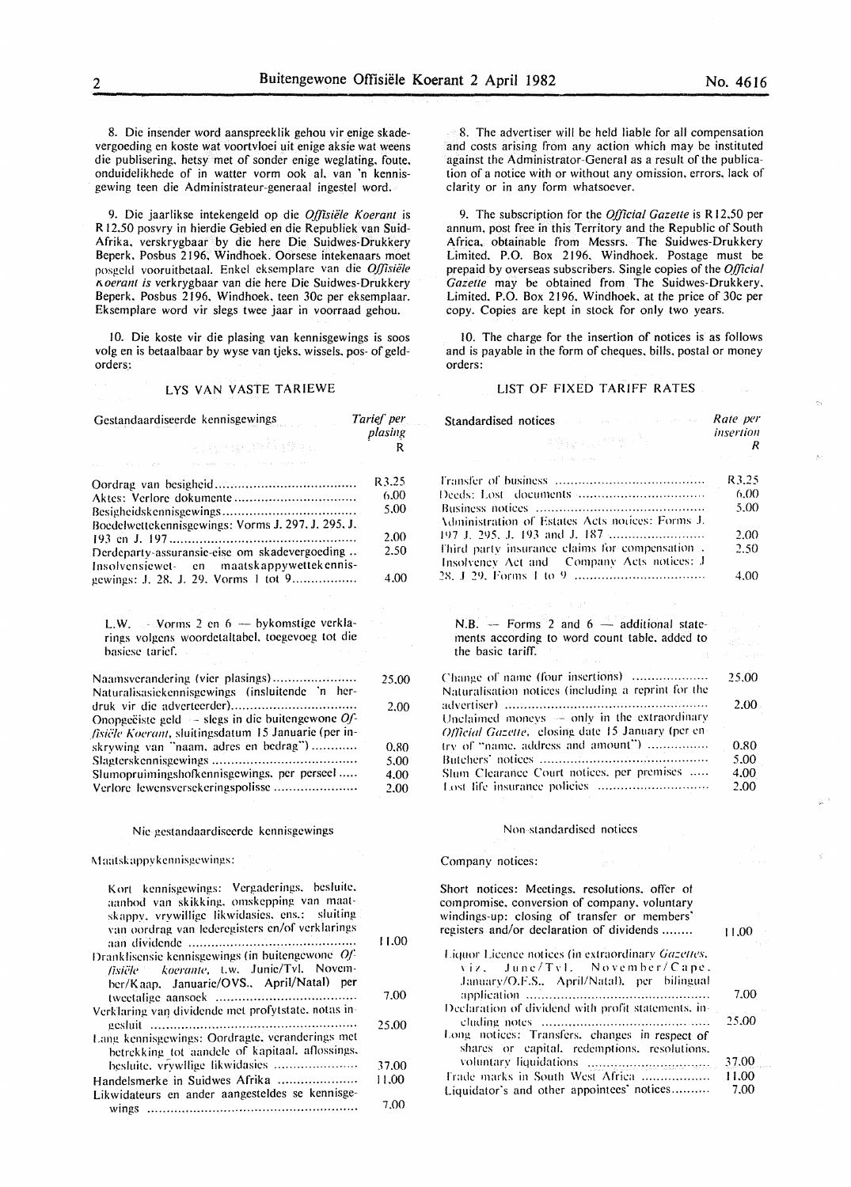8. Die insender word aanspreeklik gehou vir enige skadevergoeding en koste wat voortvloei uit enige aksie wat weens die publisering, hetsy met of sonder enige weglating, foute, onduidelikhede of in watter vorm ook al, van 'n kennisgewing teen die Administrateur-generaal ingestel word.

9. Die jaarlikse intekengeld op die *Offisiële Koerant* is R12,50 posvry in hierdie Gebied en die Republiek van Suid-Afrika, verskrygbaar by die here Die Suidwes-Drukkery Beperk, Posbus 2196, Windhoek. Oorsese intekenaars moet posgeld vooruitbetaal. Enkel eksemplare van die *Offisiële Koerant is* verkrygbaar van die here Die Suidwes-Drukkery Beperk, Posbus 2196, Windhoek, teen 30c per eksemplaar. Eksemplare word vir slegs twee jaar in voorraad gehou.

10. Die koste vir die plasing van kennisgewings is soos volg en is betaalbaar by wyse van tjeks, wissels, pos- of geldorders:

## LYS VAN VASTE TARIEWE

| Gestandaardiseerde kennisgewings | Tarief per plasing R |
|---|---|
| Oordrag van besigheid | R3,25 |
| Aktes: Verlore dokumente | 6,00 |
| Besigheidskennisgewings | 5,00 |
| Boedelwettekennisgewings: Vorms J. 297, J. 295, J. 193 en J. 197 | 2,00 |
| Derdeparty-assuransie-eise om skadevergoeding | 2,50 |
| Insolvensiewet- en maatskappywettekennisgewings: J. 28, J. 29, Vorms 1 tot 9 | 4,00 |

L.W. — Vorms 2 en 6 — bykomstige verklarings volgens woordetaltabel, toegevoeg tot die basiese tarief.

| | |
|---|---|
| Naamsverandering (vier plasings) | 25,00 |
| Naturalisasiekennisgewings (insluitende 'n herdruk vir die adverteerder) | 2,00 |
| Onopgeëiste geld — slegs in die buitengewone *Offisiële Koerant*, sluitingsdatum 15 Januarie (per inskrywing van "naam, adres en bedrag") | 0,80 |
| Slagterskennisgewings | 5,00 |
| Slumopruimingshofkennisgewings, per perseel | 4,00 |
| Verlore lewensversekeringspolisse | 2,00 |

### Nie gestandaardiseerde kennisgewings

Maatskappykennisgewings:

| | |
|---|---|
| Kort kennisgewings: Vergaderings, besluite, aanbod van skikking, omskepping van maatskappy, vrywillige likwidasies, ens.: sluiting van oordrag van lederegisters en/of verklarings aan dividende | 11,00 |
| Dranklisensie kennisgewings (in buitengewone *Offisiële koerante*, t.w. Junie/Tvl. November/Kaap, Januarie/OVS., April/Natal) per tweetalige aansoek | 7,00 |
| Verklaring van dividende met profytstate, notas ingesluit | 25,00 |
| Lang kennisgewings: Oordragte, veranderings met betrekking tot aandele of kapitaal, aflossings, besluite, vrywillige likwidasies | 37,00 |
| Handelsmerke in Suidwes Afrika | 11,00 |
| Likwidateurs en ander aangesteldes se kennisgewings | 7,00 |

8. The advertiser will be held liable for all compensation and costs arising from any action which may be instituted against the Administrator-General as a result of the publication of a notice with or without any omission, errors, lack of clarity or in any form whatsoever.

9. The subscription for the *Official Gazette* is R12,50 per annum, post free in this Territory and the Republic of South Africa, obtainable from Messrs. The Suidwes-Drukkery Limited, P.O. Box 2196, Windhoek. Postage must be prepaid by overseas subscribers. Single copies of the *Official Gazette* may be obtained from The Suidwes-Drukkery, Limited, P.O. Box 2196, Windhoek, at the price of 30c per copy. Copies are kept in stock for only two years.

10. The charge for the insertion of notices is as follows and is payable in the form of cheques, bills, postal or money orders:

## LIST OF FIXED TARIFF RATES

| Standardised notices | Rate per insertion R |
|---|---|
| Transfer of business | R3,25 |
| Deeds: Lost documents | 6,00 |
| Business notices | 5,00 |
| Administration of Estates Acts notices: Forms J. 197 J. 295, J. 193 and J. 187 | 2,00 |
| Third party insurance claims for compensation | 2,50 |
| Insolvency Act and Company Acts notices: J 28, J 29, Forms 1 to 9 | 4,00 |

N.B. — Forms 2 and 6 — additional statements according to word count table, added to the basic tariff.

| | |
|---|---|
| Change of name (four insertions) | 25,00 |
| Naturalisation notices (including a reprint for the advertiser) | 2,00 |
| Unclaimed moneys — only in the extraordinary *Official Gazette*, closing date 15 January (per entry of "name, address and amount") | 0,80 |
| Butchers' notices | 5,00 |
| Slum Clearance Court notices, per premises | 4,00 |
| Lost life insurance policies | 2,00 |

### Non-standardised notices

Company notices:

| | |
|---|---|
| Short notices: Meetings, resolutions, offer of compromise, conversion of company, voluntary windings-up: closing of transfer or members' registers and/or declaration of dividends | 11,00 |
| Liquor Licence notices (in extraordinary *Gazettes*, viz. June/Tvl. November/Cape, January/O.F.S., April/Natal), per bilingual application | 7,00 |
| Declaration of dividend with profit statements, including notes | 25,00 |
| Long notices: Transfers, changes in respect of shares or capital, redemptions, resolutions, voluntary liquidations | 37,00 |
| Trade marks in South West Africa | 11,00 |
| Liquidator's and other appointees' notices | 7,00 |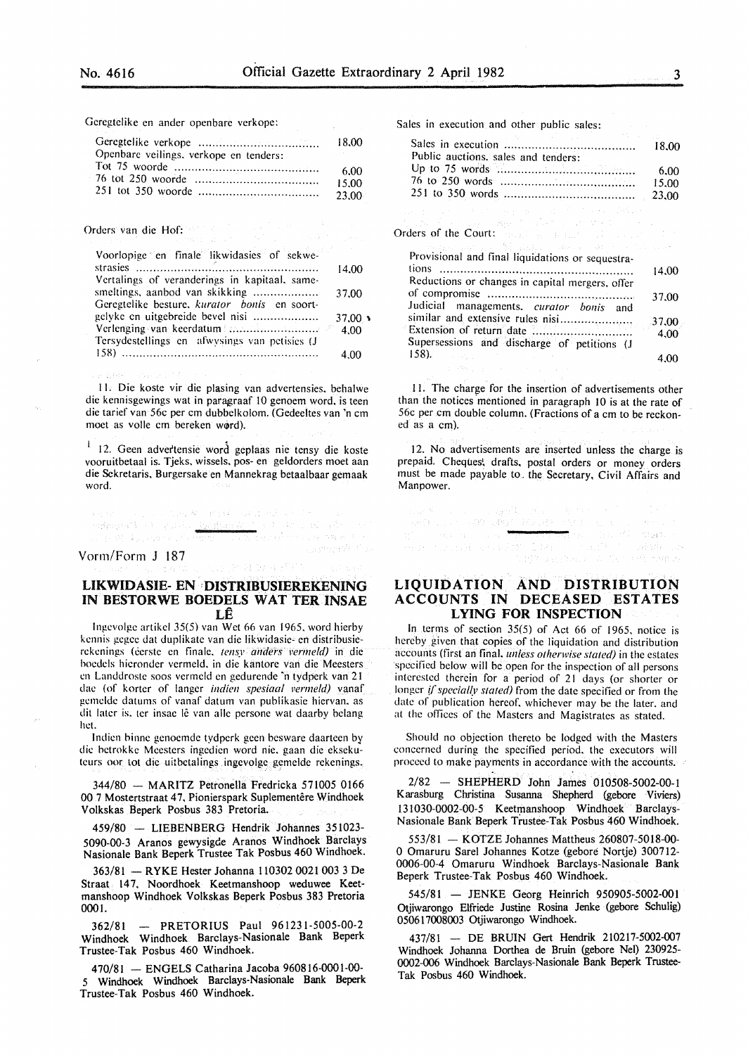Geregtelike en ander openbare verkope:

| | |
|---|---|
| Geregtelike verkope | 18.00 |
| Openbare veilings, verkope en tenders: | |
| Tot 75 woorde | 6.00 |
| 76 tot 250 woorde | 15.00 |
| 251 tot 350 woorde | 23.00 |

Orders van die Hof:

| | |
|---|---|
| Voorlopige en finale likwidasies of sekwestrasies | 14.00 |
| Vertalings of veranderings in kapitaal, samesmeltings, aanbod van skikking | 37.00 |
| Geregtelike besture, *kurator bonis* en soortgelyke en uitgebreide bevel nisi | 37.00 |
| Verlenging van keerdatum | 4.00 |
| Tersydestellings en afwysings van petisies (J 158) | 4.00 |

11. Die koste vir die plasing van advertensies, behalwe die kennisgewings wat in paragraaf 10 genoem word, is teen die tarief van 56c per cm dubbelkolom. (Gedeeltes van 'n cm moet as volle cm bereken word).

12. Geen advertensie word geplaas nie tensy die koste vooruitbetaal is. Tjeks, wissels, pos- en geldorders moet aan die Sekretaris, Burgersake en Mannekrag betaalbaar gemaak word.

Sales in execution and other public sales:

| | |
|---|---|
| Sales in execution | 18.00 |
| Public auctions, sales and tenders: | |
| Up to 75 words | 6.00 |
| 76 to 250 words | 15.00 |
| 251 to 350 words | 23.00 |

Orders of the Court:

| | |
|---|---|
| Provisional and final liquidations or sequestrations | 14.00 |
| Reductions or changes in capital mergers, offer of compromise | 37.00 |
| Judicial managements, *curator bonis* and similar and extensive rules nisi | 37.00 |
| Extension of return date | 4.00 |
| Supersessions and discharge of petitions (J 158). | 4.00 |

11. The charge for the insertion of advertisements other than the notices mentioned in paragraph 10 is at the rate of 56c per cm double column. (Fractions of a cm to be reckoned as a cm).

12. No advertisements are inserted unless the charge is prepaid. Cheques, drafts, postal orders or money orders must be made payable to the Secretary, Civil Affairs and Manpower.

Vorm/Form J 187

## LIKWIDASIE- EN DISTRIBUSIEREKENING IN BESTORWE BOEDELS WAT TER INSAE LÊ

Ingevolge artikel 35(5) van Wet 66 van 1965, word hierby kennis gegee dat duplikate van die likwidasie- en distribusierekenings (eerste en finale, *tensy anders vermeld*) in die boedels hieronder vermeld, in die kantore van die Meesters en Landdroste soos vermeld en gedurende 'n tydperk van 21 dae (of korter of langer *indien spesiaal vermeld*) vanaf gemelde datums of vanaf datum van publikasie hiervan, as dit later is, ter insae lê van alle persone wat daarby belang het.

Indien binne genoemde tydperk geen besware daarteen by die betrokke Meesters ingedien word nie, gaan die eksekuteurs oor tot die uitbetalings ingevolge gemelde rekenings.

344/80 — MARITZ Petronella Fredricka 571005 0166 00 7 Mostertstraat 47, Pionierspark Suplementêre Windhoek Volkskas Beperk Posbus 383 Pretoria.

459/80 — LIEBENBERG Hendrik Johannes 351023-5090-00-3 Aranos gewysigde Aranos Windhoek Barclays Nasionale Bank Beperk Trustee Tak Posbus 460 Windhoek.

363/81 — RYKE Hester Johanna 110302 0021 003 3 De Straat 147, Noordhoek Keetmanshoop weduwee Keetmanshoop Windhoek Volkskas Beperk Posbus 383 Pretoria 0001.

362/81 — PRETORIUS Paul 961231-5005-00-2 Windhoek Windhoek Barclays-Nasionale Bank Beperk Trustee-Tak Posbus 460 Windhoek.

470/81 — ENGELS Catharina Jacoba 960816-0001-00-5 Windhoek Windhoek Barclays-Nasionale Bank Beperk Trustee-Tak Posbus 460 Windhoek.

## LIQUIDATION AND DISTRIBUTION ACCOUNTS IN DECEASED ESTATES LYING FOR INSPECTION

In terms of section 35(5) of Act 66 of 1965, notice is hereby given that copies of the liquidation and distribution accounts (first an final, *unless otherwise stated*) in the estates specified below will be open for the inspection of all persons interested therein for a period of 21 days (or shorter or longer *if specially stated*) from the date specified or from the date of publication hereof, whichever may be the later, and at the offices of the Masters and Magistrates as stated.

Should no objection thereto be lodged with the Masters concerned during the specified period, the executors will proceed to make payments in accordance with the accounts.

2/82 — SHEPHERD John James 010508-5002-00-1 Karasburg Christina Susanna Shepherd (gebore Viviers) 131030-0002-00-5 Keetmanshoop Windhoek Barclays-Nasionale Bank Beperk Trustee-Tak Posbus 460 Windhoek.

553/81 — KOTZE Johannes Mattheus 260807-5018-00-0 Omaruru Sarel Johannes Kotze (gebore Nortje) 300712-0006-00-4 Omaruru Windhoek Barclays-Nasionale Bank Beperk Trustee-Tak Posbus 460 Windhoek.

545/81 — JENKE Georg Heinrich 950905-5002-001 Otjiwarongo Elfriede Justine Rosina Jenke (gebore Schulig) 050617008003 Otjiwarongo Windhoek.

437/81 — DE BRUIN Gert Hendrik 210217-5002-007 Windhoek Johanna Dorthea de Bruin (gebore Nel) 230925-0002-006 Windhoek Barclays-Nasionale Bank Beperk Trustee-Tak Posbus 460 Windhoek.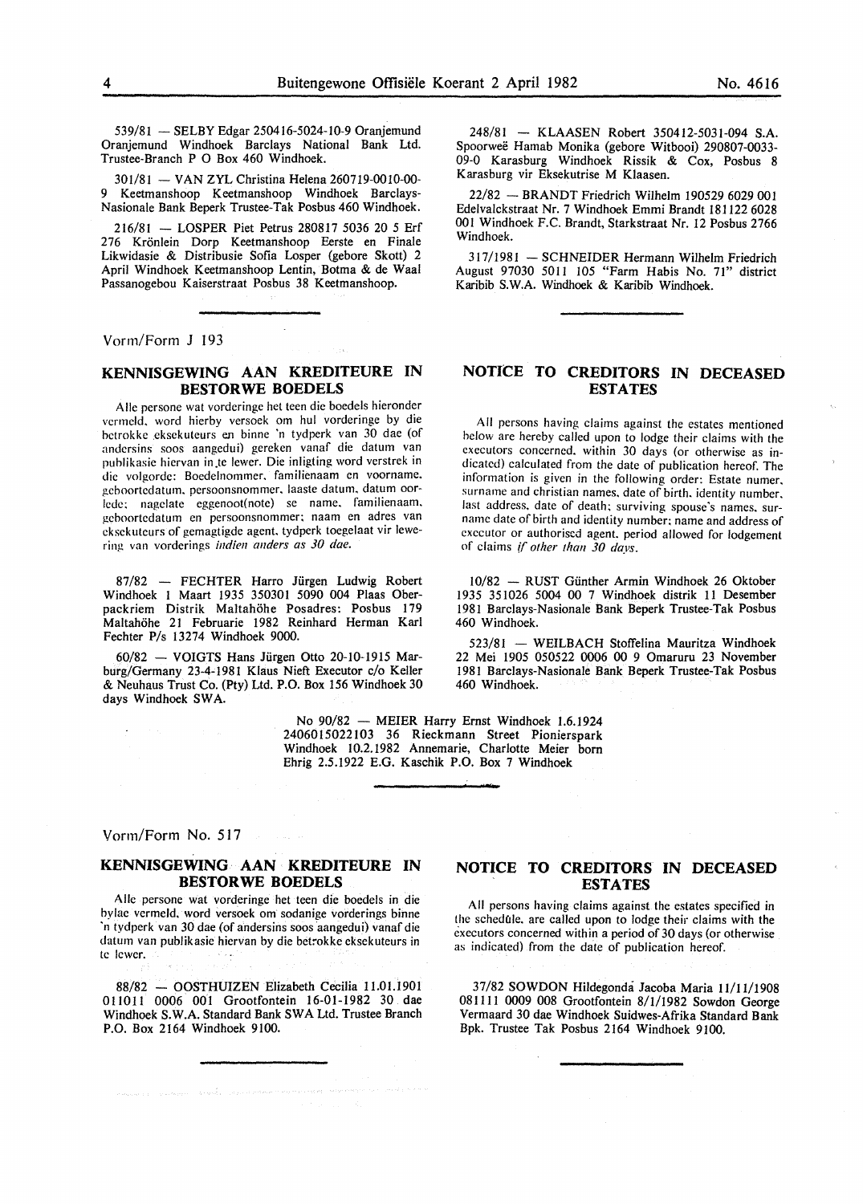539/81 — SELBY Edgar 250416-5024-10-9 Oranjemund Oranjemund Windhoek Barclays National Bank Ltd. Trustee-Branch P O Box 460 Windhoek.

301/81 — VAN ZYL Christina Helena 260719-0010-00-9 Keetmanshoop Keetmanshoop Windhoek Barclays-Nasionale Bank Beperk Trustee-Tak Posbus 460 Windhoek.

216/81 — LOSPER Piet Petrus 280817 5036 20 5 Erf 276 Krönlein Dorp Keetmanshoop Eerste en Finale Likwidasie & Distribusie Sofia Losper (gebore Skott) 2 April Windhoek Keetmanshoop Lentin, Botma & de Waal Passanogebou Kaiserstraat Posbus 38 Keetmanshoop.

248/81 — KLAASEN Robert 350412-5031-094 S.A. Spoorweë Hamab Monika (gebore Witbooi) 290807-0033-09-0 Karasburg Windhoek Rissik & Cox, Posbus 8 Karasburg vir Eksekutrise M Klaasen.

22/82 — BRANDT Friedrich Wilhelm 190529 6029 001 Edelvalckstraat Nr. 7 Windhoek Emmi Brandt 181122 6028 001 Windhoek F.C. Brandt, Starkstraat Nr. 12 Posbus 2766 Windhoek.

317/1981 — SCHNEIDER Hermann Wilhelm Friedrich August 97030 5011 105 "Farm Habis No. 71" district Karibib S.W.A. Windhoek & Karibib Windhoek.

Vorm/Form J 193

## KENNISGEWING AAN KREDITEURE IN BESTORWE BOEDELS

Alle persone wat vorderinge het teen die boedels hieronder vermeld, word hierby versoek om hul vorderinge by die betrokke eksekuteurs en binne 'n tydperk van 30 dae (of andersins soos aangedui) gereken vanaf die datum van publikasie hiervan in te lewer. Die inligting word verstrek in die volgorde: Boedelnommer, familienaam en voorname, geboortedatum, persoonsnommer, laaste datum, datum oorlede; nagelate eggenoot(note) se name, familienaam, geboortedatum en persoonsnommer; naam en adres van eksekuteurs of gemagtigde agent, tydperk toegelaat vir lewering van vorderings *indien anders as 30 dae.*

## NOTICE TO CREDITORS IN DECEASED ESTATES

All persons having claims against the estates mentioned below are hereby called upon to lodge their claims with the executors concerned, within 30 days (or otherwise as indicated) calculated from the date of publication hereof. The information is given in the following order: Estate numer, surname and christian names, date of birth, identity number, last address, date of death; surviving spouse's names, surname date of birth and identity number; name and address of executor or authorised agent, period allowed for lodgement of claims *if other than 30 days.*

87/82 — FECHTER Harro Jürgen Ludwig Robert Windhoek 1 Maart 1935 350301 5090 004 Plaas Oberpackriem Distrik Maltahöhe Posadres: Posbus 179 Maltahöhe 21 Februarie 1982 Reinhard Herman Karl Fechter P/s 13274 Windhoek 9000.

60/82 — VOIGTS Hans Jürgen Otto 20-10-1915 Marburg/Germany 23-4-1981 Klaus Nieft Executor c/o Keller & Neuhaus Trust Co. (Pty) Ltd. P.O. Box 156 Windhoek 30 days Windhoek SWA.

10/82 — RUST Günther Armin Windhoek 26 Oktober 1935 351026 5004 00 7 Windhoek distrik 11 Desember 1981 Barclays-Nasionale Bank Beperk Trustee-Tak Posbus 460 Windhoek.

523/81 — WEILBACH Stoffelina Mauritza Windhoek 22 Mei 1905 050522 0006 00 9 Omaruru 23 November 1981 Barclays-Nasionale Bank Beperk Trustee-Tak Posbus 460 Windhoek.

No 90/82 — MEIER Harry Ernst Windhoek 1.6.1924 2406015022103 36 Rieckmann Street Pionierspark Windhoek 10.2.1982 Annemarie, Charlotte Meier born Ehrig 2.5.1922 E.G. Kaschik P.O. Box 7 Windhoek

Vorm/Form No. 517

## KENNISGEWING AAN KREDITEURE IN BESTORWE BOEDELS

Alle persone wat vorderinge het teen die boedels in die bylae vermeld, word versoek om sodanige vorderings binne 'n tydperk van 30 dae (of andersins soos aangedui) vanaf die datum van publikasie hiervan by die betrokke eksekuteurs in te lewer.

## NOTICE TO CREDITORS IN DECEASED ESTATES

All persons having claims against the estates specified in the schedule, are called upon to lodge their claims with the executors concerned within a period of 30 days (or otherwise as indicated) from the date of publication hereof.

88/82 — OOSTHUIZEN Elizabeth Cecilia 11.01.1901 011011 0006 001 Grootfontein 16-01-1982 30 dae Windhoek S.W.A. Standard Bank SWA Ltd. Trustee Branch P.O. Box 2164 Windhoek 9100.

37/82 SOWDON Hildegonda Jacoba Maria 11/11/1908 081111 0009 008 Grootfontein 8/1/1982 Sowdon George Vermaard 30 dae Windhoek Suidwes-Afrika Standard Bank Bpk. Trustee Tak Posbus 2164 Windhoek 9100.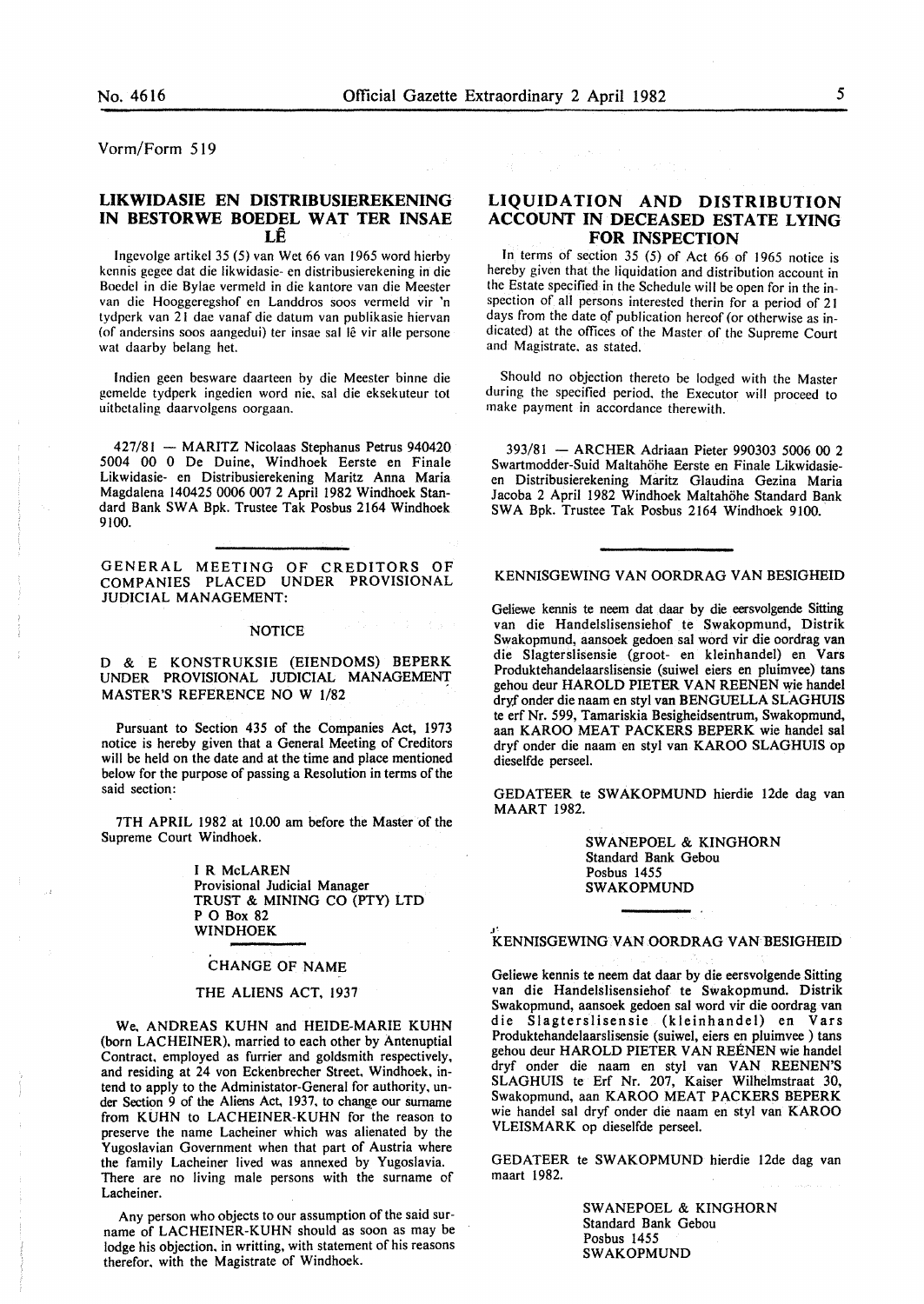Vorm/Form 519

## LIKWIDASIE EN DISTRIBUSIEREKENING IN BESTORWE BOEDEL WAT TER INSAE LÊ

Ingevolge artikel 35 (5) van Wet 66 van 1965 word hierby kennis gegee dat die likwidasie- en distribusierekening in die Boedel in die Bylae vermeld in die kantore van die Meester van die Hooggeregshof en Landdros soos vermeld vir 'n tydperk van 21 dae vanaf die datum van publikasie hiervan (of andersins soos aangedui) ter insae sal lê vir alle persone wat daarby belang het.

Indien geen besware daarteen by die Meester binne die gemelde tydperk ingedien word nie, sal die eksekuteur tot uitbetaling daarvolgens oorgaan.

427/81 — MARITZ Nicolaas Stephanus Petrus 940420 5004 00 0 De Duine, Windhoek Eerste en Finale Likwidasie- en Distribusierekening Maritz Anna Maria Magdalena 140425 0006 007 2 April 1982 Windhoek Standard Bank SWA Bpk. Trustee Tak Posbus 2164 Windhoek 9100.

## GENERAL MEETING OF CREDITORS OF COMPANIES PLACED UNDER PROVISIONAL JUDICIAL MANAGEMENT:

NOTICE

D & E KONSTRUKSIE (EIENDOMS) BEPERK UNDER PROVISIONAL JUDICIAL MANAGEMENT MASTER'S REFERENCE NO W 1/82

Pursuant to Section 435 of the Companies Act, 1973 notice is hereby given that a General Meeting of Creditors will be held on the date and at the time and place mentioned below for the purpose of passing a Resolution in terms of the said section:

7TH APRIL 1982 at 10.00 am before the Master of the Supreme Court Windhoek.

I R McLAREN
Provisional Judicial Manager
TRUST & MINING CO (PTY) LTD
P O Box 82
WINDHOEK

## CHANGE OF NAME

THE ALIENS ACT, 1937

We, ANDREAS KUHN and HEIDE-MARIE KUHN (born LACHEINER), married to each other by Antenuptial Contract, employed as furrier and goldsmith respectively, and residing at 24 von Eckenbrecher Street, Windhoek, intend to apply to the Administator-General for authority, under Section 9 of the Aliens Act, 1937, to change our surname from KUHN to LACHEINER-KUHN for the reason to preserve the name Lacheiner which was alienated by the Yugoslavian Government when that part of Austria where the family Lacheiner lived was annexed by Yugoslavia. There are no living male persons with the surname of Lacheiner.

Any person who objects to our assumption of the said surname of LACHEINER-KUHN should as soon as may be lodge his objection, in writting, with statement of his reasons therefor, with the Magistrate of Windhoek.

## LIQUIDATION AND DISTRIBUTION ACCOUNT IN DECEASED ESTATE LYING FOR INSPECTION

In terms of section 35 (5) of Act 66 of 1965 notice is hereby given that the liquidation and distribution account in the Estate specified in the Schedule will be open for in the inspection of all persons interested therin for a period of 21 days from the date of publication hereof (or otherwise as indicated) at the offices of the Master of the Supreme Court and Magistrate, as stated.

Should no objection thereto be lodged with the Master during the specified period, the Executor will proceed to make payment in accordance therewith.

393/81 — ARCHER Adriaan Pieter 990303 5006 00 2 Swartmodder-Suid Maltahöhe Eerste en Finale Likwidasie- en Distribusierekening Maritz Glaudina Gezina Maria Jacoba 2 April 1982 Windhoek Maltahöhe Standard Bank SWA Bpk. Trustee Tak Posbus 2164 Windhoek 9100.

## KENNISGEWING VAN OORDRAG VAN BESIGHEID

Geliewe kennis te neem dat daar by die eersvolgende Sitting van die Handelslisensiehof te Swakopmund, Distrik Swakopmund, aansoek gedoen sal word vir die oordrag van die Slagterslisensie (groot- en kleinhandel) en Vars Produktehandelaarslisensie (suiwel eiers en pluimvee) tans gehou deur HAROLD PIETER VAN REENEN wie handel dryf onder die naam en styl van BENGUELLA SLAGHUIS te erf Nr. 599, Tamariskia Besigheidsentrum, Swakopmund, aan KAROO MEAT PACKERS BEPERK wie handel sal dryf onder die naam en styl van KAROO SLAGHUIS op dieselfde perseel.

GEDATEER te SWAKOPMUND hierdie 12de dag van MAART 1982.

SWANEPOEL & KINGHORN
Standard Bank Gebou
Posbus 1455
SWAKOPMUND

## KENNISGEWING VAN OORDRAG VAN BESIGHEID

Geliewe kennis te neem dat daar by die eersvolgende Sitting van die Handelslisensiehof te Swakopmund, Distrik Swakopmund, aansoek gedoen sal word vir die oordrag van die Slagterslisensie (kleinhandel) en Vars Produktehandelaarslisensie (suiwel, eiers en pluimvee ) tans gehou deur HAROLD PIETER VAN REENEN wie handel dryf onder die naam en styl van VAN REENEN'S SLAGHUIS te Erf Nr. 207, Kaiser Wilhelmstraat 30, Swakopmund, aan KAROO MEAT PACKERS BEPERK wie handel sal dryf onder die naam en styl van KAROO VLEISMARK op dieselfde perseel.

GEDATEER te SWAKOPMUND hierdie 12de dag van maart 1982.

SWANEPOEL & KINGHORN
Standard Bank Gebou
Posbus 1455
SWAKOPMUND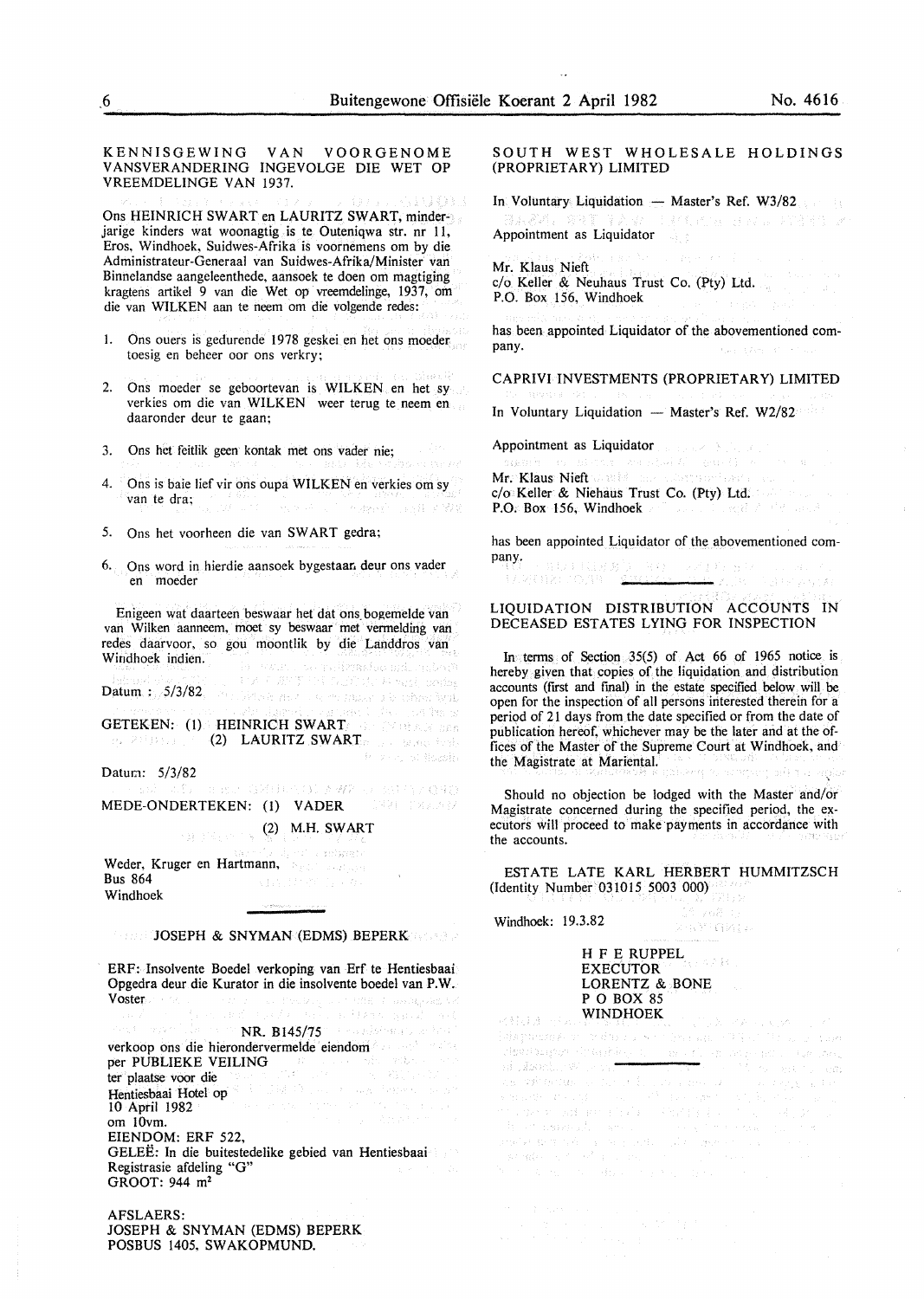KENNISGEWING VAN VOORGENOME VANSVERANDERING INGEVOLGE DIE WET OP VREEMDELINGE VAN 1937.

Ons HEINRICH SWART en LAURITZ SWART, minderjarige kinders wat woonagtig is te Outeniqwa str. nr 11, Eros, Windhoek, Suidwes-Afrika is voornemens om by die Administrateur-Generaal van Suidwes-Afrika/Minister van Binnelandse aangeleenthede, aansoek te doen om magtiging kragtens artikel 9 van die Wet op vreemdelinge, 1937, om die van WILKEN aan te neem om die volgende redes:

1. Ons ouers is gedurende 1978 geskei en het ons moeder toesig en beheer oor ons verkry;
2. Ons moeder se geboortevan is WILKEN en het sy verkies om die van WILKEN weer terug te neem en daaronder deur te gaan;
3. Ons het feitlik geen kontak met ons vader nie;
4. Ons is baie lief vir ons oupa WILKEN en verkies om sy van te dra;
5. Ons het voorheen die van SWART gedra;
6. Ons word in hierdie aansoek bygestaan deur ons vader en moeder

Enigeen wat daarteen beswaar het dat ons bogemelde van van Wilken aanneem, moet sy beswaar met vermelding van redes daarvoor, so gou moontlik by die Landdros van Windhoek indien.

Datum : 5/3/82

GETEKEN: (1) HEINRICH SWART
(2) LAURITZ SWART

Datum: 5/3/82

MEDE-ONDERTEKEN: (1) VADER
(2) M.H. SWART

Weder, Kruger en Hartmann,
Bus 864
Windhoek

---

JOSEPH & SNYMAN (EDMS) BEPERK

ERF: Insolvente Boedel verkoping van Erf te Hentiesbaai Opgedra deur die Kurator in die insolvente boedel van P.W. Voster

NR. B145/75

verkoop ons die hierondervermelde eiendom per PUBLIEKE VEILING ter plaatse voor die Hentiesbaai Hotel op 10 April 1982 om 10vm.

EIENDOM: ERF 522,
GELEË: In die buitestedelike gebied van Hentiesbaai Registrasie afdeling "G"
GROOT: 944 m²

AFSLAERS:
JOSEPH & SNYMAN (EDMS) BEPERK
POSBUS 1405, SWAKOPMUND.

---

SOUTH WEST WHOLESALE HOLDINGS (PROPRIETARY) LIMITED

In Voluntary Liquidation — Master's Ref. W3/82

Appointment as Liquidator

Mr. Klaus Nieft
c/o Keller & Neuhaus Trust Co. (Pty) Ltd.
P.O. Box 156, Windhoek

has been appointed Liquidator of the abovementioned company.

CAPRIVI INVESTMENTS (PROPRIETARY) LIMITED

In Voluntary Liquidation — Master's Ref. W2/82

Appointment as Liquidator

Mr. Klaus Nieft
c/o Keller & Niehaus Trust Co. (Pty) Ltd.
P.O. Box 156, Windhoek

has been appointed Liquidator of the abovementioned company.

---

LIQUIDATION DISTRIBUTION ACCOUNTS IN DECEASED ESTATES LYING FOR INSPECTION

In terms of Section 35(5) of Act 66 of 1965 notice is hereby given that copies of the liquidation and distribution accounts (first and final) in the estate specified below will be open for the inspection of all persons interested therein for a period of 21 days from the date specified or from the date of publication hereof, whichever may be the later and at the offices of the Master of the Supreme Court at Windhoek, and the Magistrate at Mariental.

Should no objection be lodged with the Master and/or Magistrate concerned during the specified period, the executors will proceed to make payments in accordance with the accounts.

ESTATE LATE KARL HERBERT HUMMITZSCH (Identity Number 031015 5003 000)

Windhoek: 19.3.82

H F E RUPPEL
EXECUTOR
LORENTZ & BONE
P O BOX 85
WINDHOEK